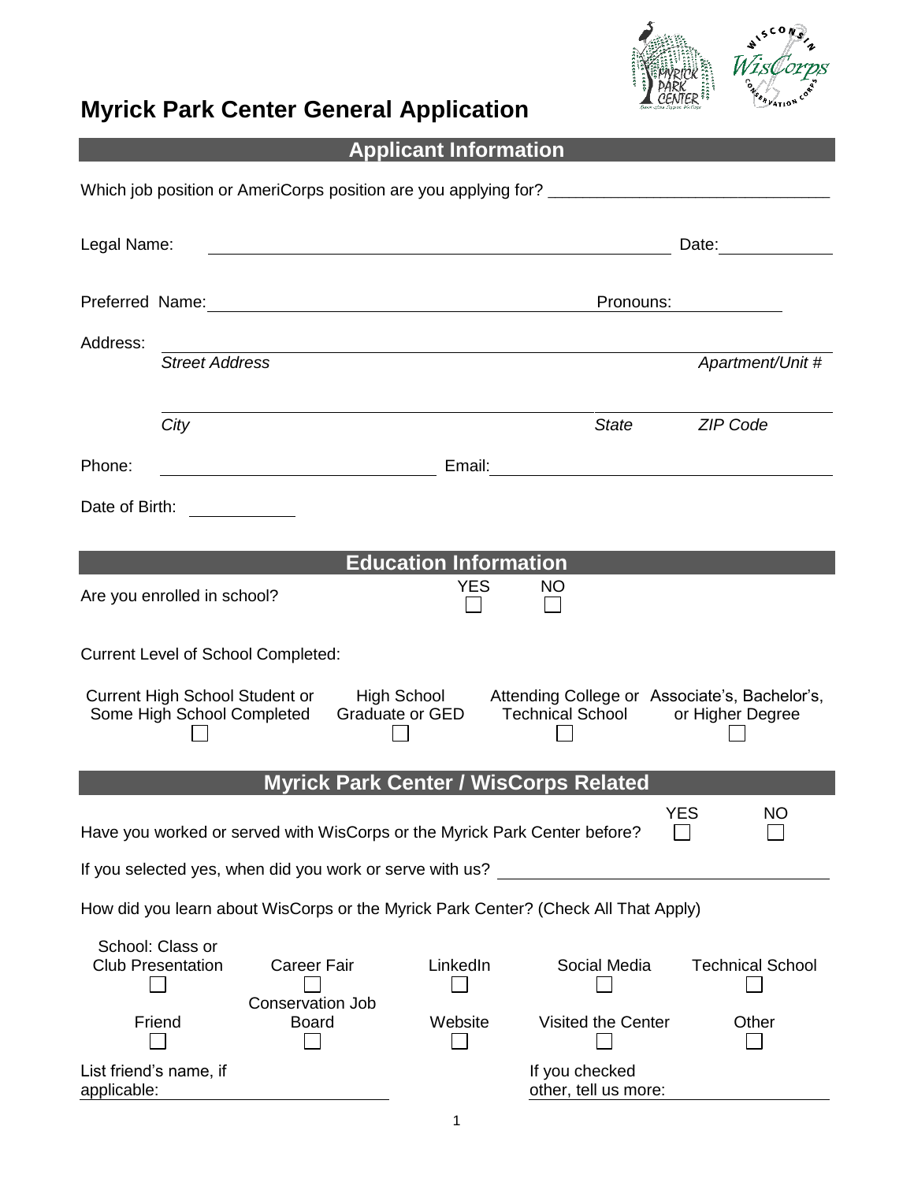# Myrick Park Center General Application

## Applicant Information

Which job position or AmeriCorps position are you applying for? ________________________________

Legal Name: ______________________________________________ Date: ____________

Preferred Name: ______________________________________ Pronouns: ____________

Address: ____________________________________________________________

*Street Address* *Apartment/Unit #*

____________________________________________________________

*City* *State* *ZIP Code*

Phone: ____________________________ Email: ________________________________

Date of Birth: ____________

## Education Information

Are you enrolled in school? YES ☐ NO ☐

Current Level of School Completed:

| Current High School Student or Some High School Completed | High School Graduate or GED | Attending College or Technical School | Associate's, Bachelor's, or Higher Degree |
|---|---|---|---|
| ☐ | ☐ | ☐ | ☐ |

## Myrick Park Center / WisCorps Related

Have you worked or served with WisCorps or the Myrick Park Center before? YES ☐ NO ☐

If you selected yes, when did you work or serve with us? ________________________________

How did you learn about WisCorps or the Myrick Park Center? (Check All That Apply)

| School: Class or Club Presentation | Career Fair | LinkedIn | Social Media | Technical School |
|---|---|---|---|---|
| ☐ | ☐ | ☐ | ☐ | ☐ |
| **Friend** | **Conservation Job Board** | **Website** | **Visited the Center** | **Other** |
| ☐ | ☐ | ☐ | ☐ | ☐ |

List friend's name, if applicable: ____________________

If you checked other, tell us more: ____________________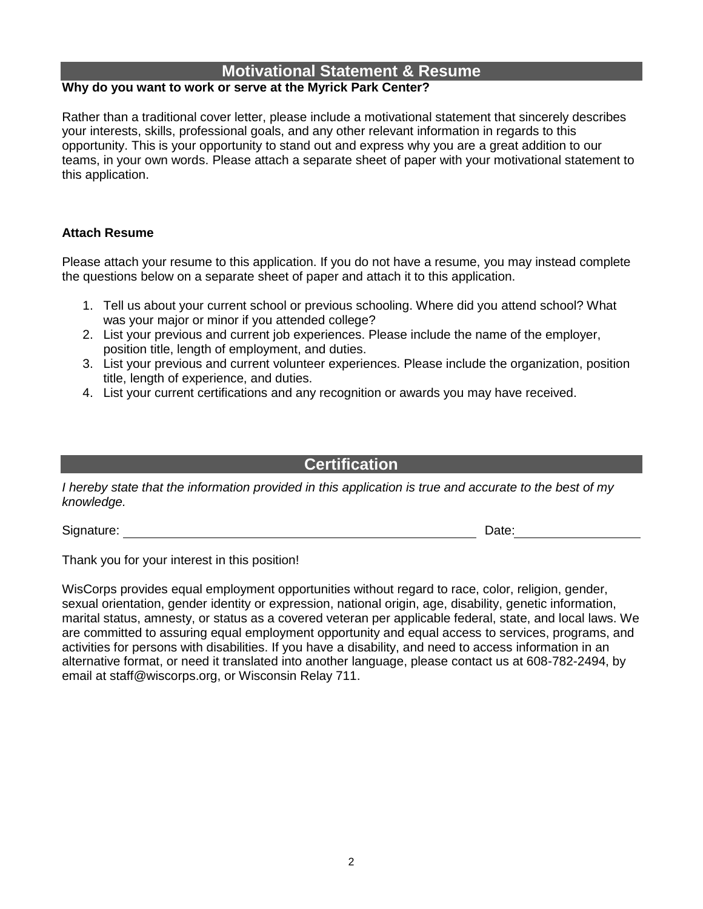## Motivational Statement & Resume

**Why do you want to work or serve at the Myrick Park Center?**

Rather than a traditional cover letter, please include a motivational statement that sincerely describes your interests, skills, professional goals, and any other relevant information in regards to this opportunity. This is your opportunity to stand out and express why you are a great addition to our teams, in your own words. Please attach a separate sheet of paper with your motivational statement to this application.

**Attach Resume**

Please attach your resume to this application. If you do not have a resume, you may instead complete the questions below on a separate sheet of paper and attach it to this application.

1. Tell us about your current school or previous schooling. Where did you attend school? What was your major or minor if you attended college?
2. List your previous and current job experiences. Please include the name of the employer, position title, length of employment, and duties.
3. List your previous and current volunteer experiences. Please include the organization, position title, length of experience, and duties.
4. List your current certifications and any recognition or awards you may have received.

## Certification

*I hereby state that the information provided in this application is true and accurate to the best of my knowledge.*

Signature: ______________________________________________ Date: ________________

Thank you for your interest in this position!

WisCorps provides equal employment opportunities without regard to race, color, religion, gender, sexual orientation, gender identity or expression, national origin, age, disability, genetic information, marital status, amnesty, or status as a covered veteran per applicable federal, state, and local laws. We are committed to assuring equal employment opportunity and equal access to services, programs, and activities for persons with disabilities. If you have a disability, and need to access information in an alternative format, or need it translated into another language, please contact us at 608-782-2494, by email at staff@wiscorps.org, or Wisconsin Relay 711.